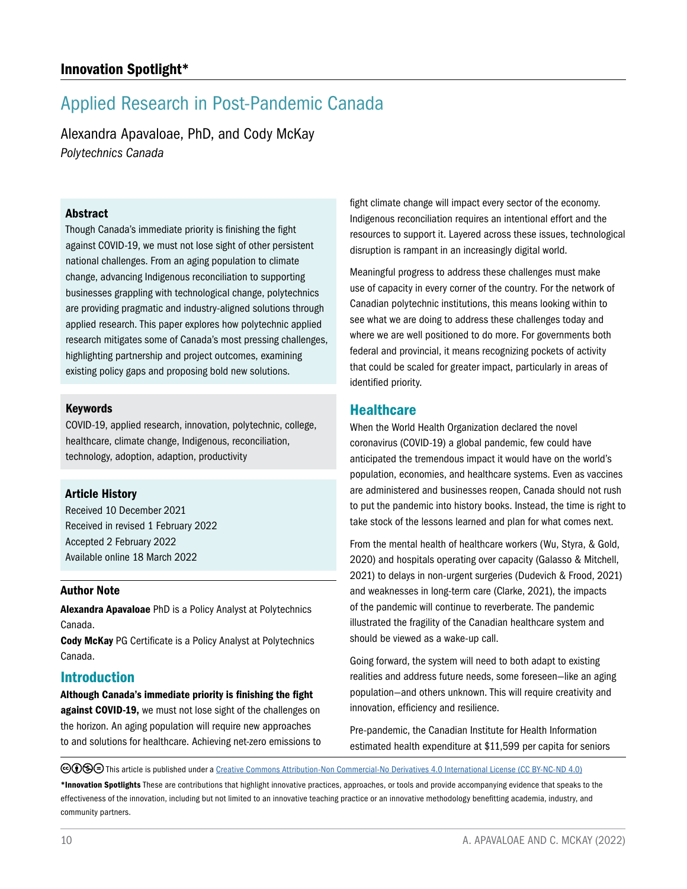## Innovation Spotlight*

# Applied Research in Post-Pandemic Canada

Alexandra Apavaloae, PhD, and Cody McKay

*Polytechnics Canada*

### Abstract

Though Canada's immediate priority is finishing the fight against COVID-19, we must not lose sight of other persistent national challenges. From an aging population to climate change, advancing Indigenous reconciliation to supporting businesses grappling with technological change, polytechnics are providing pragmatic and industry-aligned solutions through applied research. This paper explores how polytechnic applied research mitigates some of Canada's most pressing challenges, highlighting partnership and project outcomes, examining existing policy gaps and proposing bold new solutions.

### Keywords

COVID-19, applied research, innovation, polytechnic, college, healthcare, climate change, Indigenous, reconciliation, technology, adoption, adaption, productivity

### Article History

Received 10 December 2021
Received in revised 1 February 2022
Accepted 2 February 2022
Available online 18 March 2022

### Author Note

**Alexandra Apavaloae** PhD is a Policy Analyst at Polytechnics Canada.
**Cody McKay** PG Certificate is a Policy Analyst at Polytechnics Canada.

## Introduction

**Although Canada's immediate priority is finishing the fight against COVID-19,** we must not lose sight of the challenges on the horizon. An aging population will require new approaches to and solutions for healthcare. Achieving net-zero emissions to fight climate change will impact every sector of the economy. Indigenous reconciliation requires an intentional effort and the resources to support it. Layered across these issues, technological disruption is rampant in an increasingly digital world.

Meaningful progress to address these challenges must make use of capacity in every corner of the country. For the network of Canadian polytechnic institutions, this means looking within to see what we are doing to address these challenges today and where we are well positioned to do more. For governments both federal and provincial, it means recognizing pockets of activity that could be scaled for greater impact, particularly in areas of identified priority.

## Healthcare

When the World Health Organization declared the novel coronavirus (COVID-19) a global pandemic, few could have anticipated the tremendous impact it would have on the world's population, economies, and healthcare systems. Even as vaccines are administered and businesses reopen, Canada should not rush to put the pandemic into history books. Instead, the time is right to take stock of the lessons learned and plan for what comes next.

From the mental health of healthcare workers (Wu, Styra, & Gold, 2020) and hospitals operating over capacity (Galasso & Mitchell, 2021) to delays in non-urgent surgeries (Dudevich & Frood, 2021) and weaknesses in long-term care (Clarke, 2021), the impacts of the pandemic will continue to reverberate. The pandemic illustrated the fragility of the Canadian healthcare system and should be viewed as a wake-up call.

Going forward, the system will need to both adapt to existing realities and address future needs, some foreseen—like an aging population—and others unknown. This will require creativity and innovation, efficiency and resilience.

Pre-pandemic, the Canadian Institute for Health Information estimated health expenditure at $11,599 per capita for seniors

This article is published under a Creative Commons Attribution-Non Commercial-No Derivatives 4.0 International License (CC BY-NC-ND 4.0)

***Innovation Spotlights** These are contributions that highlight innovative practices, approaches, or tools and provide accompanying evidence that speaks to the effectiveness of the innovation, including but not limited to an innovative teaching practice or an innovative methodology benefitting academia, industry, and community partners.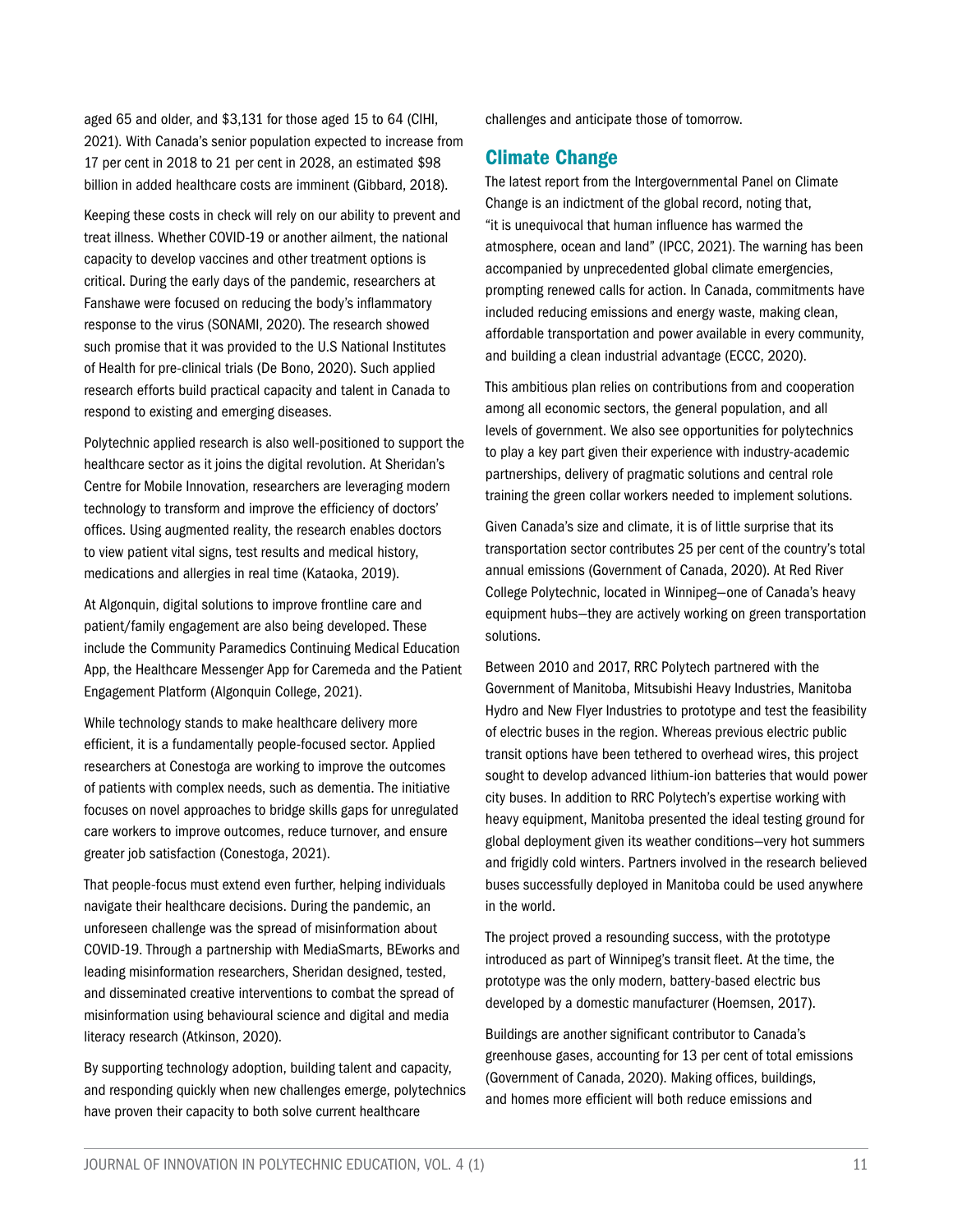aged 65 and older, and $3,131 for those aged 15 to 64 (CIHI, 2021). With Canada's senior population expected to increase from 17 per cent in 2018 to 21 per cent in 2028, an estimated $98 billion in added healthcare costs are imminent (Gibbard, 2018).

Keeping these costs in check will rely on our ability to prevent and treat illness. Whether COVID-19 or another ailment, the national capacity to develop vaccines and other treatment options is critical. During the early days of the pandemic, researchers at Fanshawe were focused on reducing the body's inflammatory response to the virus (SONAMI, 2020). The research showed such promise that it was provided to the U.S National Institutes of Health for pre-clinical trials (De Bono, 2020). Such applied research efforts build practical capacity and talent in Canada to respond to existing and emerging diseases.

Polytechnic applied research is also well-positioned to support the healthcare sector as it joins the digital revolution. At Sheridan's Centre for Mobile Innovation, researchers are leveraging modern technology to transform and improve the efficiency of doctors' offices. Using augmented reality, the research enables doctors to view patient vital signs, test results and medical history, medications and allergies in real time (Kataoka, 2019).

At Algonquin, digital solutions to improve frontline care and patient/family engagement are also being developed. These include the Community Paramedics Continuing Medical Education App, the Healthcare Messenger App for Caremeda and the Patient Engagement Platform (Algonquin College, 2021).

While technology stands to make healthcare delivery more efficient, it is a fundamentally people-focused sector. Applied researchers at Conestoga are working to improve the outcomes of patients with complex needs, such as dementia. The initiative focuses on novel approaches to bridge skills gaps for unregulated care workers to improve outcomes, reduce turnover, and ensure greater job satisfaction (Conestoga, 2021).

That people-focus must extend even further, helping individuals navigate their healthcare decisions. During the pandemic, an unforeseen challenge was the spread of misinformation about COVID-19. Through a partnership with MediaSmarts, BEworks and leading misinformation researchers, Sheridan designed, tested, and disseminated creative interventions to combat the spread of misinformation using behavioural science and digital and media literacy research (Atkinson, 2020).

By supporting technology adoption, building talent and capacity, and responding quickly when new challenges emerge, polytechnics have proven their capacity to both solve current healthcare challenges and anticipate those of tomorrow.

## Climate Change

The latest report from the Intergovernmental Panel on Climate Change is an indictment of the global record, noting that, "it is unequivocal that human influence has warmed the atmosphere, ocean and land" (IPCC, 2021). The warning has been accompanied by unprecedented global climate emergencies, prompting renewed calls for action. In Canada, commitments have included reducing emissions and energy waste, making clean, affordable transportation and power available in every community, and building a clean industrial advantage (ECCC, 2020).

This ambitious plan relies on contributions from and cooperation among all economic sectors, the general population, and all levels of government. We also see opportunities for polytechnics to play a key part given their experience with industry-academic partnerships, delivery of pragmatic solutions and central role training the green collar workers needed to implement solutions.

Given Canada's size and climate, it is of little surprise that its transportation sector contributes 25 per cent of the country's total annual emissions (Government of Canada, 2020). At Red River College Polytechnic, located in Winnipeg—one of Canada's heavy equipment hubs—they are actively working on green transportation solutions.

Between 2010 and 2017, RRC Polytech partnered with the Government of Manitoba, Mitsubishi Heavy Industries, Manitoba Hydro and New Flyer Industries to prototype and test the feasibility of electric buses in the region. Whereas previous electric public transit options have been tethered to overhead wires, this project sought to develop advanced lithium-ion batteries that would power city buses. In addition to RRC Polytech's expertise working with heavy equipment, Manitoba presented the ideal testing ground for global deployment given its weather conditions—very hot summers and frigidly cold winters. Partners involved in the research believed buses successfully deployed in Manitoba could be used anywhere in the world.

The project proved a resounding success, with the prototype introduced as part of Winnipeg's transit fleet. At the time, the prototype was the only modern, battery-based electric bus developed by a domestic manufacturer (Hoemsen, 2017).

Buildings are another significant contributor to Canada's greenhouse gases, accounting for 13 per cent of total emissions (Government of Canada, 2020). Making offices, buildings, and homes more efficient will both reduce emissions and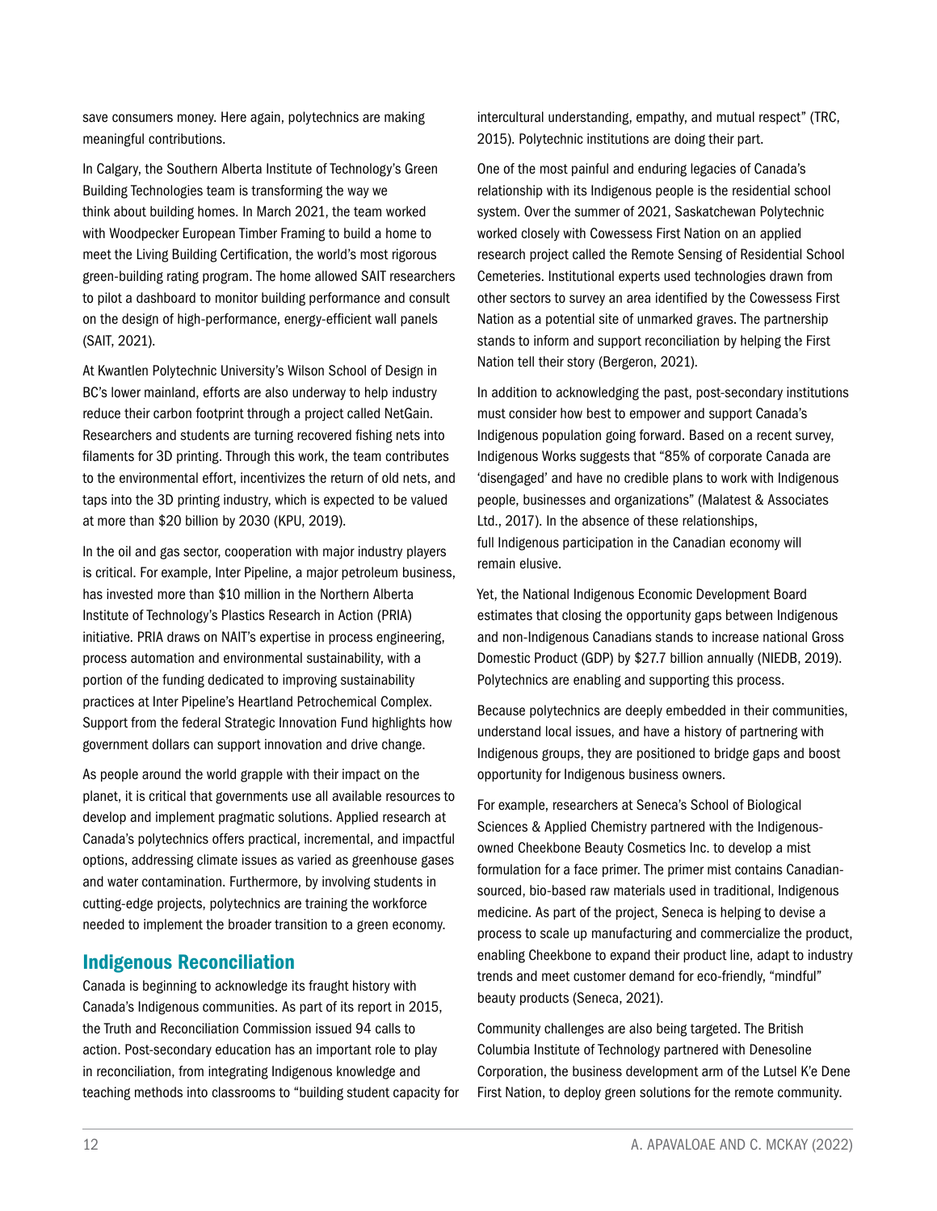save consumers money. Here again, polytechnics are making meaningful contributions.

In Calgary, the Southern Alberta Institute of Technology's Green Building Technologies team is transforming the way we think about building homes. In March 2021, the team worked with Woodpecker European Timber Framing to build a home to meet the Living Building Certification, the world's most rigorous green-building rating program. The home allowed SAIT researchers to pilot a dashboard to monitor building performance and consult on the design of high-performance, energy-efficient wall panels (SAIT, 2021).

At Kwantlen Polytechnic University's Wilson School of Design in BC's lower mainland, efforts are also underway to help industry reduce their carbon footprint through a project called NetGain. Researchers and students are turning recovered fishing nets into filaments for 3D printing. Through this work, the team contributes to the environmental effort, incentivizes the return of old nets, and taps into the 3D printing industry, which is expected to be valued at more than $20 billion by 2030 (KPU, 2019).

In the oil and gas sector, cooperation with major industry players is critical. For example, Inter Pipeline, a major petroleum business, has invested more than $10 million in the Northern Alberta Institute of Technology's Plastics Research in Action (PRIA) initiative. PRIA draws on NAIT's expertise in process engineering, process automation and environmental sustainability, with a portion of the funding dedicated to improving sustainability practices at Inter Pipeline's Heartland Petrochemical Complex. Support from the federal Strategic Innovation Fund highlights how government dollars can support innovation and drive change.

As people around the world grapple with their impact on the planet, it is critical that governments use all available resources to develop and implement pragmatic solutions. Applied research at Canada's polytechnics offers practical, incremental, and impactful options, addressing climate issues as varied as greenhouse gases and water contamination. Furthermore, by involving students in cutting-edge projects, polytechnics are training the workforce needed to implement the broader transition to a green economy.

## Indigenous Reconciliation

Canada is beginning to acknowledge its fraught history with Canada's Indigenous communities. As part of its report in 2015, the Truth and Reconciliation Commission issued 94 calls to action. Post-secondary education has an important role to play in reconciliation, from integrating Indigenous knowledge and teaching methods into classrooms to "building student capacity for intercultural understanding, empathy, and mutual respect" (TRC, 2015). Polytechnic institutions are doing their part.

One of the most painful and enduring legacies of Canada's relationship with its Indigenous people is the residential school system. Over the summer of 2021, Saskatchewan Polytechnic worked closely with Cowessess First Nation on an applied research project called the Remote Sensing of Residential School Cemeteries. Institutional experts used technologies drawn from other sectors to survey an area identified by the Cowessess First Nation as a potential site of unmarked graves. The partnership stands to inform and support reconciliation by helping the First Nation tell their story (Bergeron, 2021).

In addition to acknowledging the past, post-secondary institutions must consider how best to empower and support Canada's Indigenous population going forward. Based on a recent survey, Indigenous Works suggests that "85% of corporate Canada are 'disengaged' and have no credible plans to work with Indigenous people, businesses and organizations" (Malatest & Associates Ltd., 2017). In the absence of these relationships, full Indigenous participation in the Canadian economy will remain elusive.

Yet, the National Indigenous Economic Development Board estimates that closing the opportunity gaps between Indigenous and non-Indigenous Canadians stands to increase national Gross Domestic Product (GDP) by $27.7 billion annually (NIEDB, 2019). Polytechnics are enabling and supporting this process.

Because polytechnics are deeply embedded in their communities, understand local issues, and have a history of partnering with Indigenous groups, they are positioned to bridge gaps and boost opportunity for Indigenous business owners.

For example, researchers at Seneca's School of Biological Sciences & Applied Chemistry partnered with the Indigenous-owned Cheekbone Beauty Cosmetics Inc. to develop a mist formulation for a face primer. The primer mist contains Canadian-sourced, bio-based raw materials used in traditional, Indigenous medicine. As part of the project, Seneca is helping to devise a process to scale up manufacturing and commercialize the product, enabling Cheekbone to expand their product line, adapt to industry trends and meet customer demand for eco-friendly, "mindful" beauty products (Seneca, 2021).

Community challenges are also being targeted. The British Columbia Institute of Technology partnered with Denesoline Corporation, the business development arm of the Lutsel K'e Dene First Nation, to deploy green solutions for the remote community.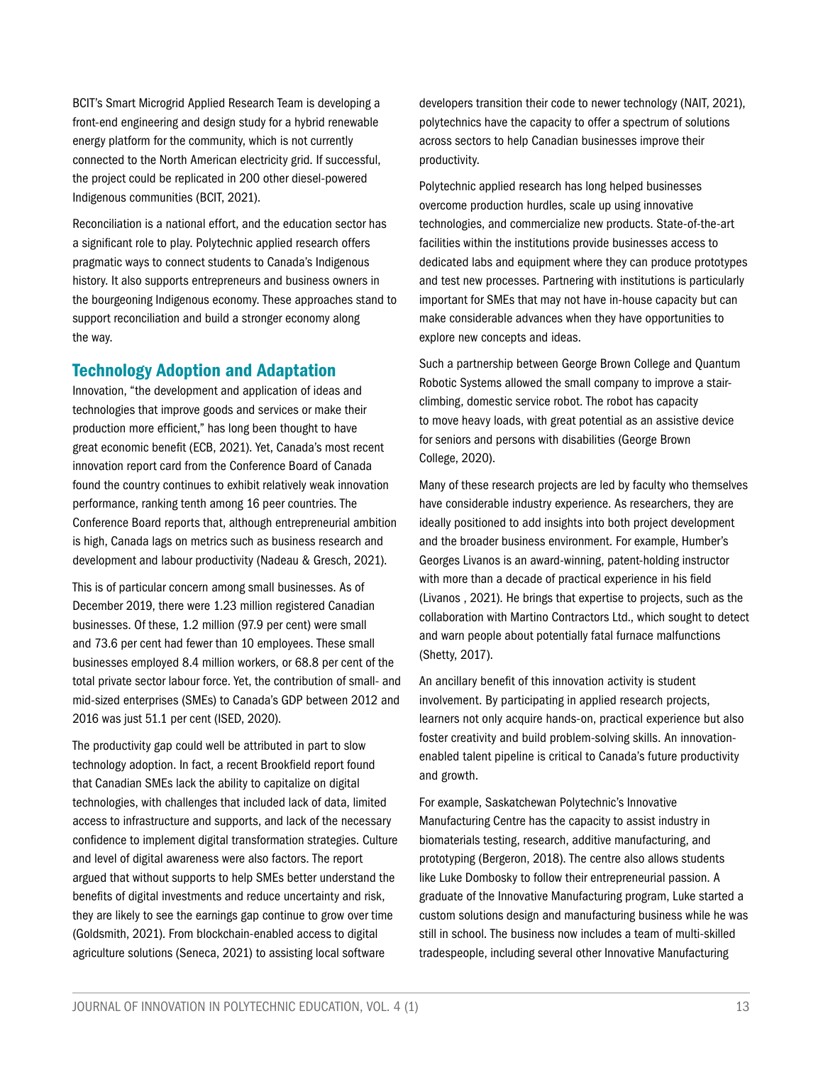BCIT's Smart Microgrid Applied Research Team is developing a front-end engineering and design study for a hybrid renewable energy platform for the community, which is not currently connected to the North American electricity grid. If successful, the project could be replicated in 200 other diesel-powered Indigenous communities (BCIT, 2021).

Reconciliation is a national effort, and the education sector has a significant role to play. Polytechnic applied research offers pragmatic ways to connect students to Canada's Indigenous history. It also supports entrepreneurs and business owners in the bourgeoning Indigenous economy. These approaches stand to support reconciliation and build a stronger economy along the way.

## Technology Adoption and Adaptation

Innovation, "the development and application of ideas and technologies that improve goods and services or make their production more efficient," has long been thought to have great economic benefit (ECB, 2021). Yet, Canada's most recent innovation report card from the Conference Board of Canada found the country continues to exhibit relatively weak innovation performance, ranking tenth among 16 peer countries. The Conference Board reports that, although entrepreneurial ambition is high, Canada lags on metrics such as business research and development and labour productivity (Nadeau & Gresch, 2021).

This is of particular concern among small businesses. As of December 2019, there were 1.23 million registered Canadian businesses. Of these, 1.2 million (97.9 per cent) were small and 73.6 per cent had fewer than 10 employees. These small businesses employed 8.4 million workers, or 68.8 per cent of the total private sector labour force. Yet, the contribution of small- and mid-sized enterprises (SMEs) to Canada's GDP between 2012 and 2016 was just 51.1 per cent (ISED, 2020).

The productivity gap could well be attributed in part to slow technology adoption. In fact, a recent Brookfield report found that Canadian SMEs lack the ability to capitalize on digital technologies, with challenges that included lack of data, limited access to infrastructure and supports, and lack of the necessary confidence to implement digital transformation strategies. Culture and level of digital awareness were also factors. The report argued that without supports to help SMEs better understand the benefits of digital investments and reduce uncertainty and risk, they are likely to see the earnings gap continue to grow over time (Goldsmith, 2021). From blockchain-enabled access to digital agriculture solutions (Seneca, 2021) to assisting local software developers transition their code to newer technology (NAIT, 2021), polytechnics have the capacity to offer a spectrum of solutions across sectors to help Canadian businesses improve their productivity.

Polytechnic applied research has long helped businesses overcome production hurdles, scale up using innovative technologies, and commercialize new products. State-of-the-art facilities within the institutions provide businesses access to dedicated labs and equipment where they can produce prototypes and test new processes. Partnering with institutions is particularly important for SMEs that may not have in-house capacity but can make considerable advances when they have opportunities to explore new concepts and ideas.

Such a partnership between George Brown College and Quantum Robotic Systems allowed the small company to improve a stair-climbing, domestic service robot. The robot has capacity to move heavy loads, with great potential as an assistive device for seniors and persons with disabilities (George Brown College, 2020).

Many of these research projects are led by faculty who themselves have considerable industry experience. As researchers, they are ideally positioned to add insights into both project development and the broader business environment. For example, Humber's Georges Livanos is an award-winning, patent-holding instructor with more than a decade of practical experience in his field (Livanos , 2021). He brings that expertise to projects, such as the collaboration with Martino Contractors Ltd., which sought to detect and warn people about potentially fatal furnace malfunctions (Shetty, 2017).

An ancillary benefit of this innovation activity is student involvement. By participating in applied research projects, learners not only acquire hands-on, practical experience but also foster creativity and build problem-solving skills. An innovation-enabled talent pipeline is critical to Canada's future productivity and growth.

For example, Saskatchewan Polytechnic's Innovative Manufacturing Centre has the capacity to assist industry in biomaterials testing, research, additive manufacturing, and prototyping (Bergeron, 2018). The centre also allows students like Luke Dombosky to follow their entrepreneurial passion. A graduate of the Innovative Manufacturing program, Luke started a custom solutions design and manufacturing business while he was still in school. The business now includes a team of multi-skilled tradespeople, including several other Innovative Manufacturing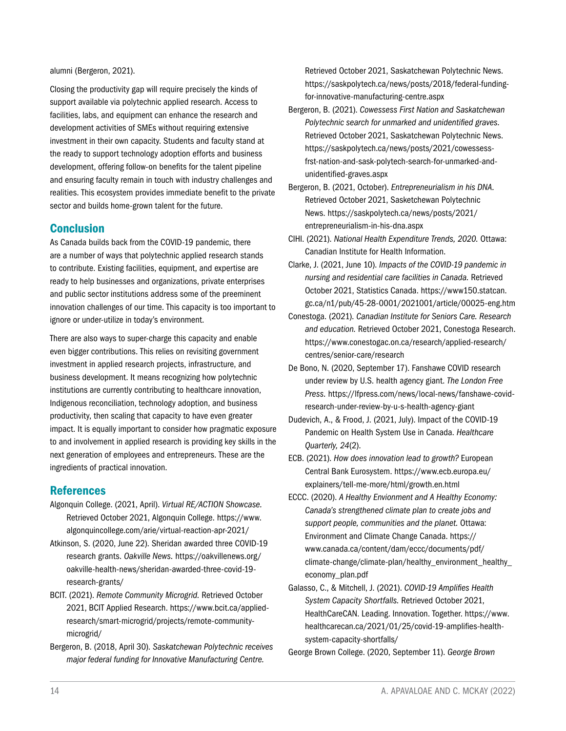alumni (Bergeron, 2021).

Closing the productivity gap will require precisely the kinds of support available via polytechnic applied research. Access to facilities, labs, and equipment can enhance the research and development activities of SMEs without requiring extensive investment in their own capacity. Students and faculty stand at the ready to support technology adoption efforts and business development, offering follow-on benefits for the talent pipeline and ensuring faculty remain in touch with industry challenges and realities. This ecosystem provides immediate benefit to the private sector and builds home-grown talent for the future.

## Conclusion

As Canada builds back from the COVID-19 pandemic, there are a number of ways that polytechnic applied research stands to contribute. Existing facilities, equipment, and expertise are ready to help businesses and organizations, private enterprises and public sector institutions address some of the preeminent innovation challenges of our time. This capacity is too important to ignore or under-utilize in today's environment.

There are also ways to super-charge this capacity and enable even bigger contributions. This relies on revisiting government investment in applied research projects, infrastructure, and business development. It means recognizing how polytechnic institutions are currently contributing to healthcare innovation, Indigenous reconciliation, technology adoption, and business productivity, then scaling that capacity to have even greater impact. It is equally important to consider how pragmatic exposure to and involvement in applied research is providing key skills in the next generation of employees and entrepreneurs. These are the ingredients of practical innovation.

## References

Algonquin College. (2021, April). *Virtual RE/ACTION Showcase.* Retrieved October 2021, Algonquin College. https://www.algonquincollege.com/arie/virtual-reaction-apr-2021/

Atkinson, S. (2020, June 22). Sheridan awarded three COVID-19 research grants. *Oakville News.* https://oakvillenews.org/oakville-health-news/sheridan-awarded-three-covid-19-research-grants/

BCIT. (2021). *Remote Community Microgrid.* Retrieved October 2021, BCIT Applied Research. https://www.bcit.ca/applied-research/smart-microgrid/projects/remote-community-microgrid/

Bergeron, B. (2018, April 30). *Saskatchewan Polytechnic receives major federal funding for Innovative Manufacturing Centre.* Retrieved October 2021, Saskatchewan Polytechnic News. https://saskpolytech.ca/news/posts/2018/federal-funding-for-innovative-manufacturing-centre.aspx

Bergeron, B. (2021). *Cowessess First Nation and Saskatchewan Polytechnic search for unmarked and unidentified graves.* Retrieved October 2021, Saskatchewan Polytechnic News. https://saskpolytech.ca/news/posts/2021/cowessess-frst-nation-and-sask-polytech-search-for-unmarked-and-unidentified-graves.aspx

Bergeron, B. (2021, October). *Entrepreneurialism in his DNA.* Retrieved October 2021, Sasketchewan Polytechnic News. https://saskpolytech.ca/news/posts/2021/entrepreneurialism-in-his-dna.aspx

CIHI. (2021). *National Health Expenditure Trends, 2020.* Ottawa: Canadian Institute for Health Information.

Clarke, J. (2021, June 10). *Impacts of the COVID-19 pandemic in nursing and residential care facilities in Canada.* Retrieved October 2021, Statistics Canada. https://www150.statcan.gc.ca/n1/pub/45-28-0001/2021001/article/00025-eng.htm

Conestoga. (2021). *Canadian Institute for Seniors Care. Research and education.* Retrieved October 2021, Conestoga Research. https://www.conestogac.on.ca/research/applied-research/centres/senior-care/research

De Bono, N. (2020, September 17). Fanshawe COVID research under review by U.S. health agency giant. *The London Free Press.* https://lfpress.com/news/local-news/fanshawe-covid-research-under-review-by-u-s-health-agency-giant

Dudevich, A., & Frood, J. (2021, July). Impact of the COVID-19 Pandemic on Health System Use in Canada. *Healthcare Quarterly, 24*(2).

ECB. (2021). *How does innovation lead to growth?* European Central Bank Eurosystem. https://www.ecb.europa.eu/explainers/tell-me-more/html/growth.en.html

ECCC. (2020). *A Healthy Envionment and A Healthy Economy: Canada's strengthened climate plan to create jobs and support people, communities and the planet.* Ottawa: Environment and Climate Change Canada. https://www.canada.ca/content/dam/eccc/documents/pdf/climate-change/climate-plan/healthy_environment_healthy_economy_plan.pdf

Galasso, C., & Mitchell, J. (2021). *COVID-19 Amplifies Health System Capacity Shortfalls.* Retrieved October 2021, HealthCareCAN. Leading. Innovation. Together. https://www.healthcarecan.ca/2021/01/25/covid-19-amplifies-health-system-capacity-shortfalls/

George Brown College. (2020, September 11). *George Brown*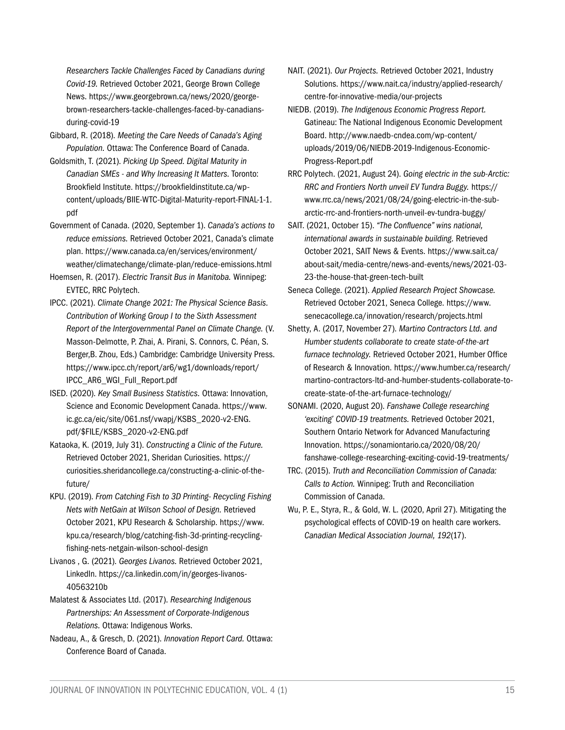*Researchers Tackle Challenges Faced by Canadians during Covid-19.* Retrieved October 2021, George Brown College News. https://www.georgebrown.ca/news/2020/george-brown-researchers-tackle-challenges-faced-by-canadians-during-covid-19

Gibbard, R. (2018). *Meeting the Care Needs of Canada's Aging Population.* Ottawa: The Conference Board of Canada.

Goldsmith, T. (2021). *Picking Up Speed. Digital Maturity in Canadian SMEs - and Why Increasing It Matters.* Toronto: Brookfield Institute. https://brookfieldinstitute.ca/wp-content/uploads/BIIE-WTC-Digital-Maturity-report-FINAL-1-1.pdf

Government of Canada. (2020, September 1). *Canada's actions to reduce emissions.* Retrieved October 2021, Canada's climate plan. https://www.canada.ca/en/services/environment/weather/climatechange/climate-plan/reduce-emissions.html

Hoemsen, R. (2017). *Electric Transit Bus in Manitoba.* Winnipeg: EVTEC, RRC Polytech.

IPCC. (2021). *Climate Change 2021: The Physical Science Basis. Contribution of Working Group I to the Sixth Assessment Report of the Intergovernmental Panel on Climate Change.* (V. Masson-Delmotte, P. Zhai, A. Pirani, S. Connors, C. Péan, S. Berger,B. Zhou, Eds.) Cambridge: Cambridge University Press. https://www.ipcc.ch/report/ar6/wg1/downloads/report/IPCC_AR6_WGI_Full_Report.pdf

ISED. (2020). *Key Small Business Statistics.* Ottawa: Innovation, Science and Economic Development Canada. https://www.ic.gc.ca/eic/site/061.nsf/vwapj/KSBS_2020-v2-ENG.pdf/$FILE/KSBS_2020-v2-ENG.pdf

Kataoka, K. (2019, July 31). *Constructing a Clinic of the Future.* Retrieved October 2021, Sheridan Curiosities. https://curiosities.sheridancollege.ca/constructing-a-clinic-of-the-future/

KPU. (2019). *From Catching Fish to 3D Printing- Recycling Fishing Nets with NetGain at Wilson School of Design.* Retrieved October 2021, KPU Research & Scholarship. https://www.kpu.ca/research/blog/catching-fish-3d-printing-recycling-fishing-nets-netgain-wilson-school-design

Livanos , G. (2021). *Georges Livanos.* Retrieved October 2021, LinkedIn. https://ca.linkedin.com/in/georges-livanos-40563210b

Malatest & Associates Ltd. (2017). *Researching Indigenous Partnerships: An Assessment of Corporate-Indigenous Relations.* Ottawa: Indigenous Works.

Nadeau, A., & Gresch, D. (2021). *Innovation Report Card.* Ottawa: Conference Board of Canada.

NAIT. (2021). *Our Projects.* Retrieved October 2021, Industry Solutions. https://www.nait.ca/industry/applied-research/centre-for-innovative-media/our-projects

NIEDB. (2019). *The Indigenous Economic Progress Report.* Gatineau: The National Indigenous Economic Development Board. http://www.naedb-cndea.com/wp-content/uploads/2019/06/NIEDB-2019-Indigenous-Economic-Progress-Report.pdf

RRC Polytech. (2021, August 24). *Going electric in the sub-Arctic: RRC and Frontiers North unveil EV Tundra Buggy.* https://www.rrc.ca/news/2021/08/24/going-electric-in-the-sub-arctic-rrc-and-frontiers-north-unveil-ev-tundra-buggy/

SAIT. (2021, October 15). *"The Confluence" wins national, international awards in sustainable building.* Retrieved October 2021, SAIT News & Events. https://www.sait.ca/about-sait/media-centre/news-and-events/news/2021-03-23-the-house-that-green-tech-built

Seneca College. (2021). *Applied Research Project Showcase.* Retrieved October 2021, Seneca College. https://www.senecacollege.ca/innovation/research/projects.html

Shetty, A. (2017, November 27). *Martino Contractors Ltd. and Humber students collaborate to create state-of-the-art furnace technology.* Retrieved October 2021, Humber Office of Research & Innovation. https://www.humber.ca/research/martino-contractors-ltd-and-humber-students-collaborate-to-create-state-of-the-art-furnace-technology/

SONAMI. (2020, August 20). *Fanshawe College researching 'exciting' COVID-19 treatments.* Retrieved October 2021, Southern Ontario Network for Advanced Manufacturing Innovation. https://sonamiontario.ca/2020/08/20/fanshawe-college-researching-exciting-covid-19-treatments/

TRC. (2015). *Truth and Reconciliation Commission of Canada: Calls to Action.* Winnipeg: Truth and Reconciliation Commission of Canada.

Wu, P. E., Styra, R., & Gold, W. L. (2020, April 27). Mitigating the psychological effects of COVID-19 on health care workers. *Canadian Medical Association Journal, 192*(17).